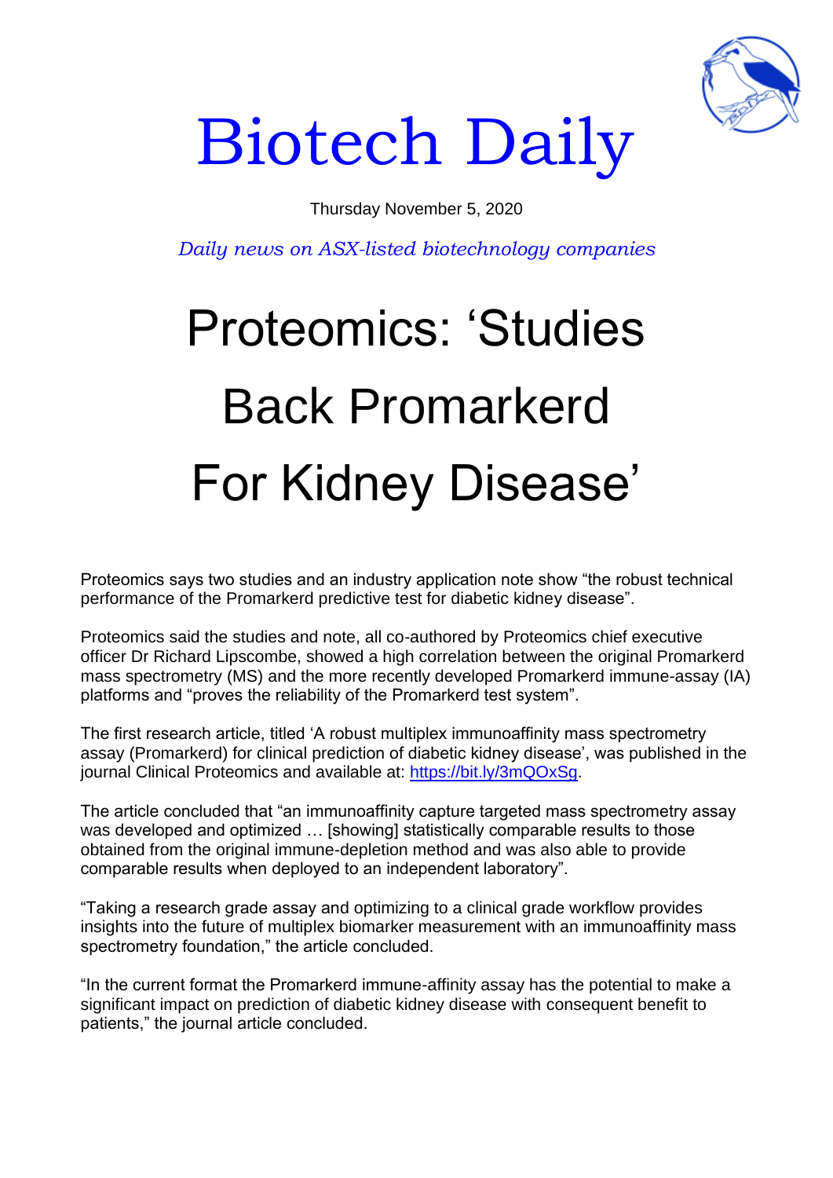# Biotech Daily

Thursday November 5, 2020

*Daily news on ASX-listed biotechnology companies*

# Proteomics: 'Studies Back Promarkerd For Kidney Disease'

Proteomics says two studies and an industry application note show "the robust technical performance of the Promarkerd predictive test for diabetic kidney disease".

Proteomics said the studies and note, all co-authored by Proteomics chief executive officer Dr Richard Lipscombe, showed a high correlation between the original Promarkerd mass spectrometry (MS) and the more recently developed Promarkerd immune-assay (IA) platforms and "proves the reliability of the Promarkerd test system".

The first research article, titled 'A robust multiplex immunoaffinity mass spectrometry assay (Promarkerd) for clinical prediction of diabetic kidney disease', was published in the journal Clinical Proteomics and available at: [https://bit.ly/3mQOxSg](https://bit.ly/3mQOxSg).

The article concluded that "an immunoaffinity capture targeted mass spectrometry assay was developed and optimized … [showing] statistically comparable results to those obtained from the original immune-depletion method and was also able to provide comparable results when deployed to an independent laboratory".

"Taking a research grade assay and optimizing to a clinical grade workflow provides insights into the future of multiplex biomarker measurement with an immunoaffinity mass spectrometry foundation," the article concluded.

"In the current format the Promarkerd immune-affinity assay has the potential to make a significant impact on prediction of diabetic kidney disease with consequent benefit to patients," the journal article concluded.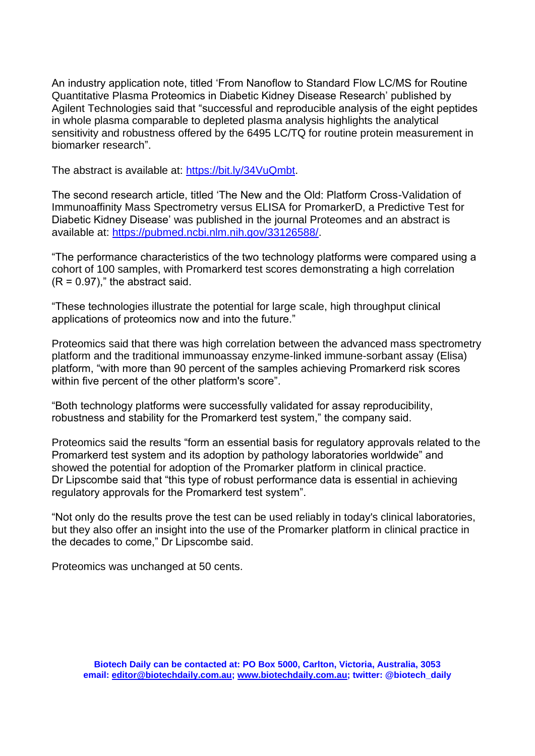An industry application note, titled 'From Nanoflow to Standard Flow LC/MS for Routine Quantitative Plasma Proteomics in Diabetic Kidney Disease Research' published by Agilent Technologies said that "successful and reproducible analysis of the eight peptides in whole plasma comparable to depleted plasma analysis highlights the analytical sensitivity and robustness offered by the 6495 LC/TQ for routine protein measurement in biomarker research".

The abstract is available at: [https://bit.ly/34VuQmbt](https://bit.ly/34VuQmbt).

The second research article, titled 'The New and the Old: Platform Cross-Validation of Immunoaffinity Mass Spectrometry versus ELISA for PromarkerD, a Predictive Test for Diabetic Kidney Disease' was published in the journal Proteomes and an abstract is available at: [https://pubmed.ncbi.nlm.nih.gov/33126588/](https://pubmed.ncbi.nlm.nih.gov/33126588/).

"The performance characteristics of the two technology platforms were compared using a cohort of 100 samples, with Promarkerd test scores demonstrating a high correlation (R = 0.97)," the abstract said.

"These technologies illustrate the potential for large scale, high throughput clinical applications of proteomics now and into the future."

Proteomics said that there was high correlation between the advanced mass spectrometry platform and the traditional immunoassay enzyme-linked immune-sorbant assay (Elisa) platform, "with more than 90 percent of the samples achieving Promarkerd risk scores within five percent of the other platform's score".

"Both technology platforms were successfully validated for assay reproducibility, robustness and stability for the Promarkerd test system," the company said.

Proteomics said the results "form an essential basis for regulatory approvals related to the Promarkerd test system and its adoption by pathology laboratories worldwide" and showed the potential for adoption of the Promarker platform in clinical practice. Dr Lipscombe said that "this type of robust performance data is essential in achieving regulatory approvals for the Promarkerd test system".

"Not only do the results prove the test can be used reliably in today's clinical laboratories, but they also offer an insight into the use of the Promarker platform in clinical practice in the decades to come," Dr Lipscombe said.

Proteomics was unchanged at 50 cents.